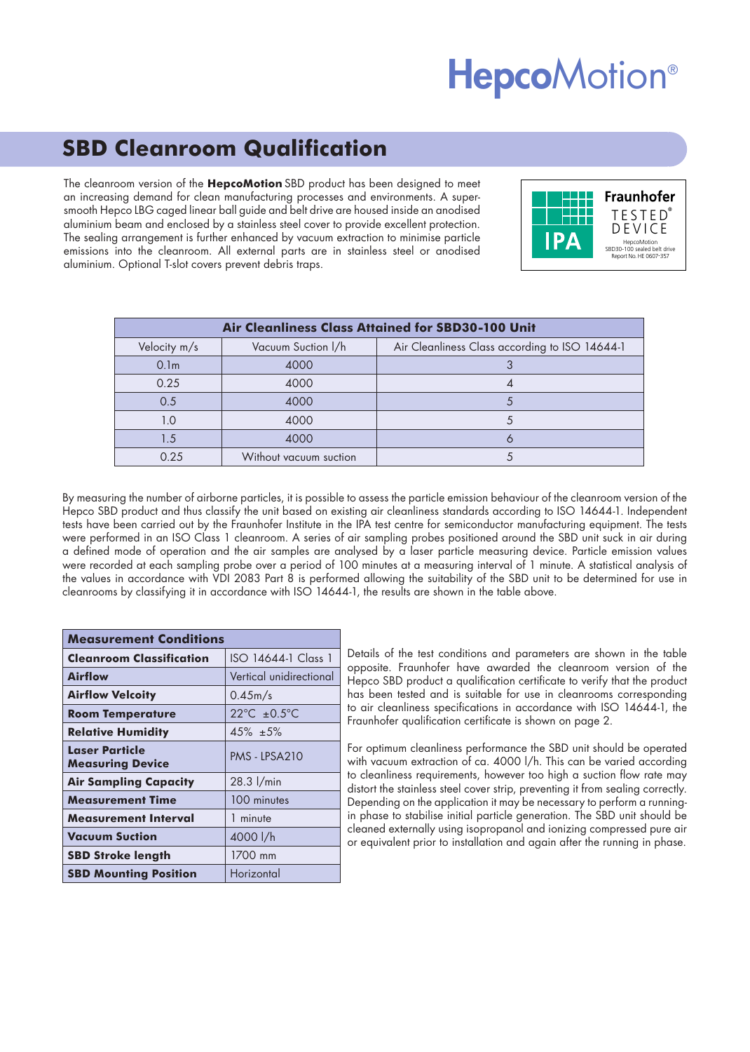# HepcoMotion®

## SBD Cleanroom Qualification

The cleanroom version of the **HepcoMotion** SBD product has been designed to meet an increasing demand for clean manufacturing processes and environments. A super-smooth Hepco LBG caged linear ball guide and belt drive are housed inside an anodised aluminium beam and enclosed by a stainless steel cover to provide excellent protection. The sealing arrangement is further enhanced by vacuum extraction to minimise particle emissions into the cleanroom. All external parts are in stainless steel or anodised aluminium. Optional T-slot covers prevent debris traps.

IPA Fraunhofer TESTED® DEVICE
HepcoMotion SBD30-100 sealed belt drive
Report No. HE 0607-357

| Air Cleanliness Class Attained for SBD30-100 Unit | | |
|---|---|---|
| Velocity m/s | Vacuum Suction l/h | Air Cleanliness Class according to ISO 14644-1 |
| 0.1m | 4000 | 3 |
| 0.25 | 4000 | 4 |
| 0.5 | 4000 | 5 |
| 1.0 | 4000 | 5 |
| 1.5 | 4000 | 6 |
| 0.25 | Without vacuum suction | 5 |

By measuring the number of airborne particles, it is possible to assess the particle emission behaviour of the cleanroom version of the Hepco SBD product and thus classify the unit based on existing air cleanliness standards according to ISO 14644-1. Independent tests have been carried out by the Fraunhofer Institute in the IPA test centre for semiconductor manufacturing equipment. The tests were performed in an ISO Class 1 cleanroom. A series of air sampling probes positioned around the SBD unit suck in air during a defined mode of operation and the air samples are analysed by a laser particle measuring device. Particle emission values were recorded at each sampling probe over a period of 100 minutes at a measuring interval of 1 minute. A statistical analysis of the values in accordance with VDI 2083 Part 8 is performed allowing the suitability of the SBD unit to be determined for use in cleanrooms by classifying it in accordance with ISO 14644-1, the results are shown in the table above.

| Measurement Conditions | |
|---|---|
| **Cleanroom Classification** | ISO 14644-1 Class 1 |
| **Airflow** | Vertical unidirectional |
| **Airflow Velcoity** | 0.45m/s |
| **Room Temperature** | 22°C ±0.5°C |
| **Relative Humidity** | 45% ±5% |
| **Laser Particle Measuring Device** | PMS - LPSA210 |
| **Air Sampling Capacity** | 28.3 l/min |
| **Measurement Time** | 100 minutes |
| **Measurement Interval** | 1 minute |
| **Vacuum Suction** | 4000 l/h |
| **SBD Stroke length** | 1700 mm |
| **SBD Mounting Position** | Horizontal |

Details of the test conditions and parameters are shown in the table opposite. Fraunhofer have awarded the cleanroom version of the Hepco SBD product a qualification certificate to verify that the product has been tested and is suitable for use in cleanrooms corresponding to air cleanliness specifications in accordance with ISO 14644-1, the Fraunhofer qualification certificate is shown on page 2.

For optimum cleanliness performance the SBD unit should be operated with vacuum extraction of ca. 4000 l/h. This can be varied according to cleanliness requirements, however too high a suction flow rate may distort the stainless steel cover strip, preventing it from sealing correctly. Depending on the application it may be necessary to perform a running-in phase to stabilise initial particle generation. The SBD unit should be cleaned externally using isopropanol and ionizing compressed pure air or equivalent prior to installation and again after the running in phase.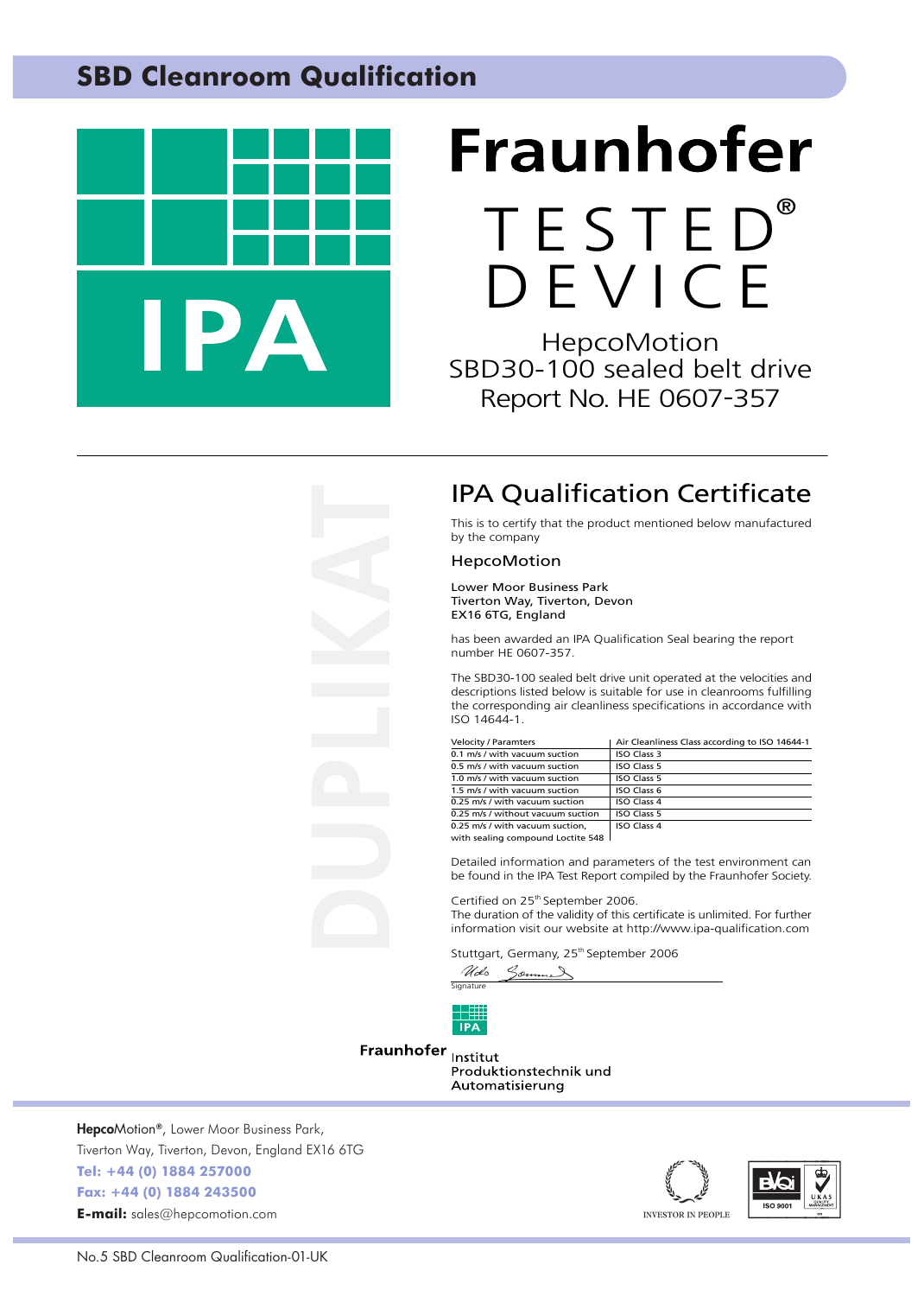## SBD Cleanroom Qualification

IPA

# Fraunhofer

TESTED®
DEVICE

HepcoMotion
SBD30-100 sealed belt drive
Report No. HE 0607-357

DUPLIKAT

## IPA Qualification Certificate

This is to certify that the product mentioned below manufactured by the company

HepcoMotion

Lower Moor Business Park
Tiverton Way, Tiverton, Devon
EX16 6TG, England

has been awarded an IPA Qualification Seal bearing the report number HE 0607-357.

The SBD30-100 sealed belt drive unit operated at the velocities and descriptions listed below is suitable for use in cleanrooms fulfilling the corresponding air cleanliness specifications in accordance with ISO 14644-1.

| Velocity / Paramters | Air Cleanliness Class according to ISO 14644-1 |
|---|---|
| 0.1 m/s / with vacuum suction | ISO Class 3 |
| 0.5 m/s / with vacuum suction | ISO Class 5 |
| 1.0 m/s / with vacuum suction | ISO Class 5 |
| 1.5 m/s / with vacuum suction | ISO Class 6 |
| 0.25 m/s / with vacuum suction | ISO Class 4 |
| 0.25 m/s / without vacuum suction | ISO Class 5 |
| 0.25 m/s / with vacuum suction, with sealing compound Loctite 548 | ISO Class 4 |

Detailed information and parameters of the test environment can be found in the IPA Test Report compiled by the Fraunhofer Society.

Certified on 25th September 2006.
The duration of the validity of this certificate is unlimited. For further information visit our website at http://www.ipa-qualification.com

Stuttgart, Germany, 25th September 2006

Signature

IPA

**Fraunhofer** Institut
Produktionstechnik und
Automatisierung

**Hepco**Motion®, Lower Moor Business Park,
Tiverton Way, Tiverton, Devon, England EX16 6TG
**Tel: +44 (0) 1884 257000**
**Fax: +44 (0) 1884 243500**
**E-mail:** sales@hepcomotion.com

INVESTOR IN PEOPLE

ISO 9001

No.5 SBD Cleanroom Qualification-01-UK